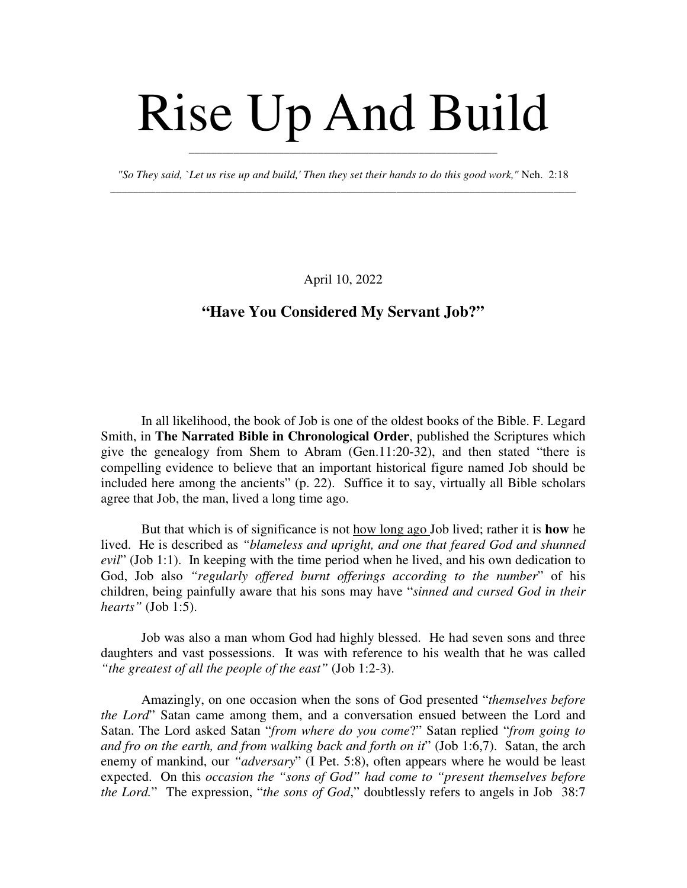# Rise Up And Build

*"So They said, `Let us rise up and build,' Then they set their hands to do this good work,"* Neh. 2:18

April 10, 2022

## "Have You Considered My Servant Job?"

In all likelihood, the book of Job is one of the oldest books of the Bible. F. Legard Smith, in **The Narrated Bible in Chronological Order**, published the Scriptures which give the genealogy from Shem to Abram (Gen.11:20-32), and then stated "there is compelling evidence to believe that an important historical figure named Job should be included here among the ancients" (p. 22). Suffice it to say, virtually all Bible scholars agree that Job, the man, lived a long time ago.

But that which is of significance is not <u>how long ago</u> Job lived; rather it is **how** he lived. He is described as *"blameless and upright, and one that feared God and shunned evil*" (Job 1:1). In keeping with the time period when he lived, and his own dedication to God, Job also *"regularly offered burnt offerings according to the number*" of his children, being painfully aware that his sons may have "*sinned and cursed God in their hearts"* (Job 1:5).

Job was also a man whom God had highly blessed. He had seven sons and three daughters and vast possessions. It was with reference to his wealth that he was called *"the greatest of all the people of the east"* (Job 1:2-3).

Amazingly, on one occasion when the sons of God presented "*themselves before the Lord*" Satan came among them, and a conversation ensued between the Lord and Satan. The Lord asked Satan "*from where do you come*?" Satan replied "*from going to and fro on the earth, and from walking back and forth on it*" (Job 1:6,7). Satan, the arch enemy of mankind, our *"adversary*" (I Pet. 5:8), often appears where he would be least expected. On this *occasion the "sons of God" had come to "present themselves before the Lord.*" The expression, "*the sons of God*," doubtlessly refers to angels in Job 38:7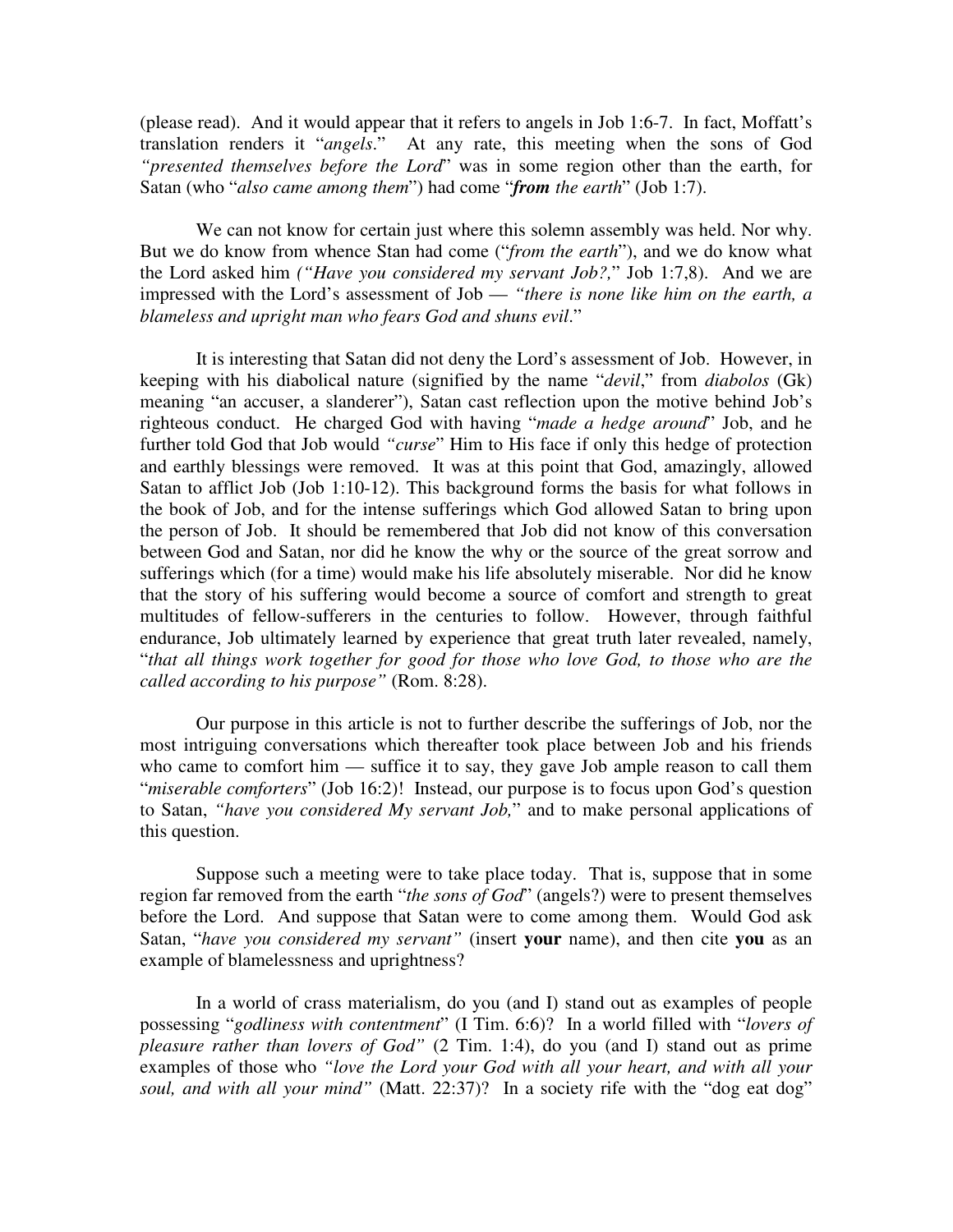(please read). And it would appear that it refers to angels in Job 1:6-7. In fact, Moffatt's translation renders it "*angels*." At any rate, this meeting when the sons of God *"presented themselves before the Lord*" was in some region other than the earth, for Satan (who "*also came among them*") had come "***from** the earth*" (Job 1:7).

We can not know for certain just where this solemn assembly was held. Nor why. But we do know from whence Stan had come ("*from the earth*"), and we do know what the Lord asked him *("Have you considered my servant Job?,*" Job 1:7,8). And we are impressed with the Lord's assessment of Job — *"there is none like him on the earth, a blameless and upright man who fears God and shuns evil*."

It is interesting that Satan did not deny the Lord's assessment of Job. However, in keeping with his diabolical nature (signified by the name "*devil*," from *diabolos* (Gk) meaning "an accuser, a slanderer"), Satan cast reflection upon the motive behind Job's righteous conduct. He charged God with having "*made a hedge around*" Job, and he further told God that Job would *"curse*" Him to His face if only this hedge of protection and earthly blessings were removed. It was at this point that God, amazingly, allowed Satan to afflict Job (Job 1:10-12). This background forms the basis for what follows in the book of Job, and for the intense sufferings which God allowed Satan to bring upon the person of Job. It should be remembered that Job did not know of this conversation between God and Satan, nor did he know the why or the source of the great sorrow and sufferings which (for a time) would make his life absolutely miserable. Nor did he know that the story of his suffering would become a source of comfort and strength to great multitudes of fellow-sufferers in the centuries to follow. However, through faithful endurance, Job ultimately learned by experience that great truth later revealed, namely, "*that all things work together for good for those who love God, to those who are the called according to his purpose"* (Rom. 8:28).

Our purpose in this article is not to further describe the sufferings of Job, nor the most intriguing conversations which thereafter took place between Job and his friends who came to comfort him — suffice it to say, they gave Job ample reason to call them "*miserable comforters*" (Job 16:2)! Instead, our purpose is to focus upon God's question to Satan, *"have you considered My servant Job,*" and to make personal applications of this question.

Suppose such a meeting were to take place today. That is, suppose that in some region far removed from the earth "*the sons of God*" (angels?) were to present themselves before the Lord. And suppose that Satan were to come among them. Would God ask Satan, "*have you considered my servant"* (insert **your** name), and then cite **you** as an example of blamelessness and uprightness?

In a world of crass materialism, do you (and I) stand out as examples of people possessing "*godliness with contentment*" (I Tim. 6:6)? In a world filled with "*lovers of pleasure rather than lovers of God"* (2 Tim. 1:4), do you (and I) stand out as prime examples of those who *"love the Lord your God with all your heart, and with all your soul, and with all your mind"* (Matt. 22:37)? In a society rife with the "dog eat dog"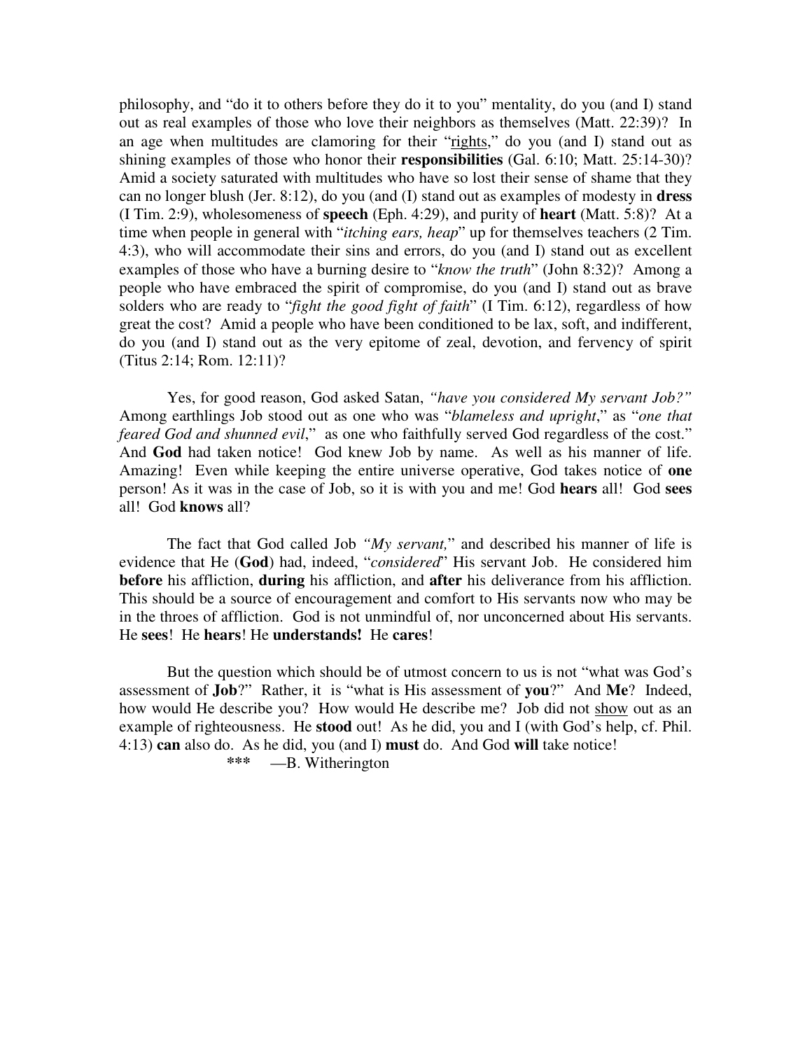philosophy, and "do it to others before they do it to you" mentality, do you (and I) stand out as real examples of those who love their neighbors as themselves (Matt. 22:39)? In an age when multitudes are clamoring for their "rights," do you (and I) stand out as shining examples of those who honor their **responsibilities** (Gal. 6:10; Matt. 25:14-30)? Amid a society saturated with multitudes who have so lost their sense of shame that they can no longer blush (Jer. 8:12), do you (and (I) stand out as examples of modesty in **dress** (I Tim. 2:9), wholesomeness of **speech** (Eph. 4:29), and purity of **heart** (Matt. 5:8)? At a time when people in general with "*itching ears, heap*" up for themselves teachers (2 Tim. 4:3), who will accommodate their sins and errors, do you (and I) stand out as excellent examples of those who have a burning desire to "*know the truth*" (John 8:32)? Among a people who have embraced the spirit of compromise, do you (and I) stand out as brave solders who are ready to "*fight the good fight of faith*" (I Tim. 6:12), regardless of how great the cost? Amid a people who have been conditioned to be lax, soft, and indifferent, do you (and I) stand out as the very epitome of zeal, devotion, and fervency of spirit (Titus 2:14; Rom. 12:11)?

Yes, for good reason, God asked Satan, *"have you considered My servant Job?"* Among earthlings Job stood out as one who was "*blameless and upright*," as "*one that feared God and shunned evil*," as one who faithfully served God regardless of the cost." And **God** had taken notice! God knew Job by name. As well as his manner of life. Amazing! Even while keeping the entire universe operative, God takes notice of **one** person! As it was in the case of Job, so it is with you and me! God **hears** all! God **sees** all! God **knows** all?

The fact that God called Job *"My servant,"* and described his manner of life is evidence that He (**God**) had, indeed, "*considered*" His servant Job. He considered him **before** his affliction, **during** his affliction, and **after** his deliverance from his affliction. This should be a source of encouragement and comfort to His servants now who may be in the throes of affliction. God is not unmindful of, nor unconcerned about His servants. He **sees**! He **hears**! He **understands!** He **cares**!

But the question which should be of utmost concern to us is not "what was God's assessment of **Job**?" Rather, it is "what is His assessment of **you**?" And **Me**? Indeed, how would He describe you? How would He describe me? Job did not <u>show</u> out as an example of righteousness. He **stood** out! As he did, you and I (with God's help, cf. Phil. 4:13) **can** also do. As he did, you (and I) **must** do. And God **will** take notice!

**\*\*\*** —B. Witherington